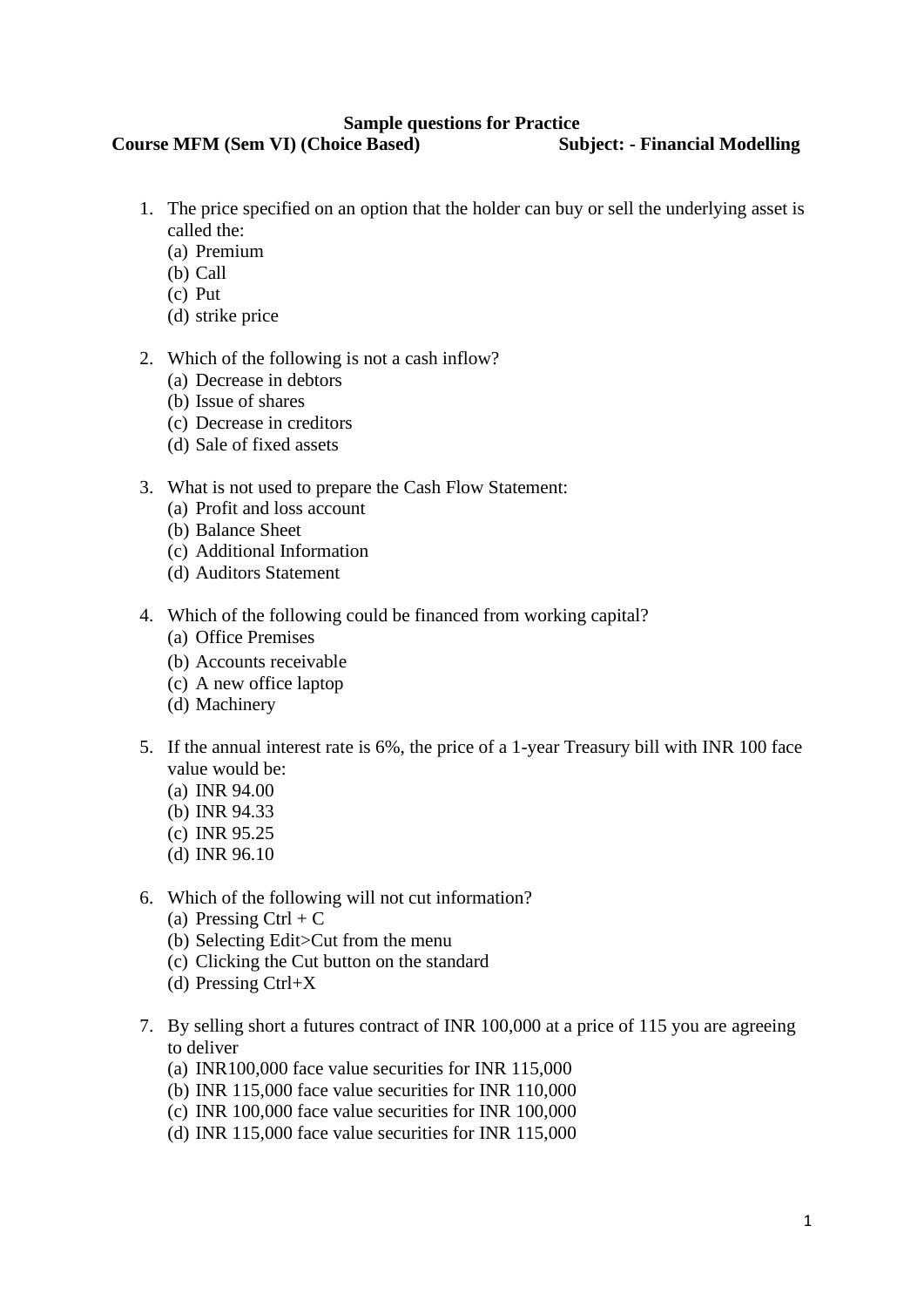**Sample questions for Practice**

**Course MFM (Sem VI) (Choice Based)** **Subject: - Financial Modelling**

1. The price specified on an option that the holder can buy or sell the underlying asset is called the:
   (a) Premium
   (b) Call
   (c) Put
   (d) strike price

2. Which of the following is not a cash inflow?
   (a) Decrease in debtors
   (b) Issue of shares
   (c) Decrease in creditors
   (d) Sale of fixed assets

3. What is not used to prepare the Cash Flow Statement:
   (a) Profit and loss account
   (b) Balance Sheet
   (c) Additional Information
   (d) Auditors Statement

4. Which of the following could be financed from working capital?
   (a) Office Premises
   (b) Accounts receivable
   (c) A new office laptop
   (d) Machinery

5. If the annual interest rate is 6%, the price of a 1-year Treasury bill with INR 100 face value would be:
   (a) INR 94.00
   (b) INR 94.33
   (c) INR 95.25
   (d) INR 96.10

6. Which of the following will not cut information?
   (a) Pressing Ctrl + C
   (b) Selecting Edit>Cut from the menu
   (c) Clicking the Cut button on the standard
   (d) Pressing Ctrl+X

7. By selling short a futures contract of INR 100,000 at a price of 115 you are agreeing to deliver
   (a) INR100,000 face value securities for INR 115,000
   (b) INR 115,000 face value securities for INR 110,000
   (c) INR 100,000 face value securities for INR 100,000
   (d) INR 115,000 face value securities for INR 115,000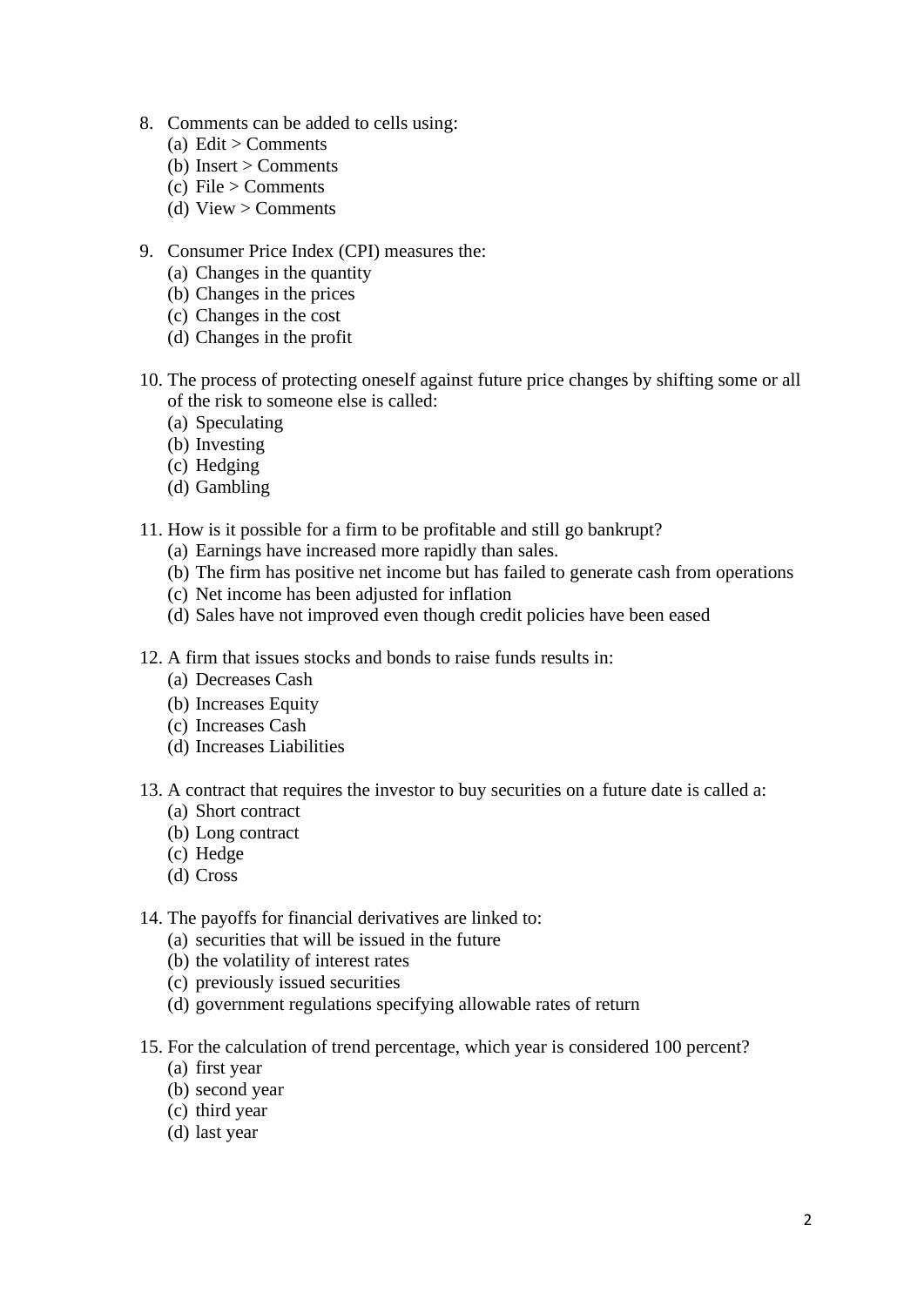8. Comments can be added to cells using:
   (a) Edit > Comments
   (b) Insert > Comments
   (c) File > Comments
   (d) View > Comments

9. Consumer Price Index (CPI) measures the:
   (a) Changes in the quantity
   (b) Changes in the prices
   (c) Changes in the cost
   (d) Changes in the profit

10. The process of protecting oneself against future price changes by shifting some or all of the risk to someone else is called:
    (a) Speculating
    (b) Investing
    (c) Hedging
    (d) Gambling

11. How is it possible for a firm to be profitable and still go bankrupt?
    (a) Earnings have increased more rapidly than sales.
    (b) The firm has positive net income but has failed to generate cash from operations
    (c) Net income has been adjusted for inflation
    (d) Sales have not improved even though credit policies have been eased

12. A firm that issues stocks and bonds to raise funds results in:
    (a) Decreases Cash
    (b) Increases Equity
    (c) Increases Cash
    (d) Increases Liabilities

13. A contract that requires the investor to buy securities on a future date is called a:
    (a) Short contract
    (b) Long contract
    (c) Hedge
    (d) Cross

14. The payoffs for financial derivatives are linked to:
    (a) securities that will be issued in the future
    (b) the volatility of interest rates
    (c) previously issued securities
    (d) government regulations specifying allowable rates of return

15. For the calculation of trend percentage, which year is considered 100 percent?
    (a) first year
    (b) second year
    (c) third year
    (d) last year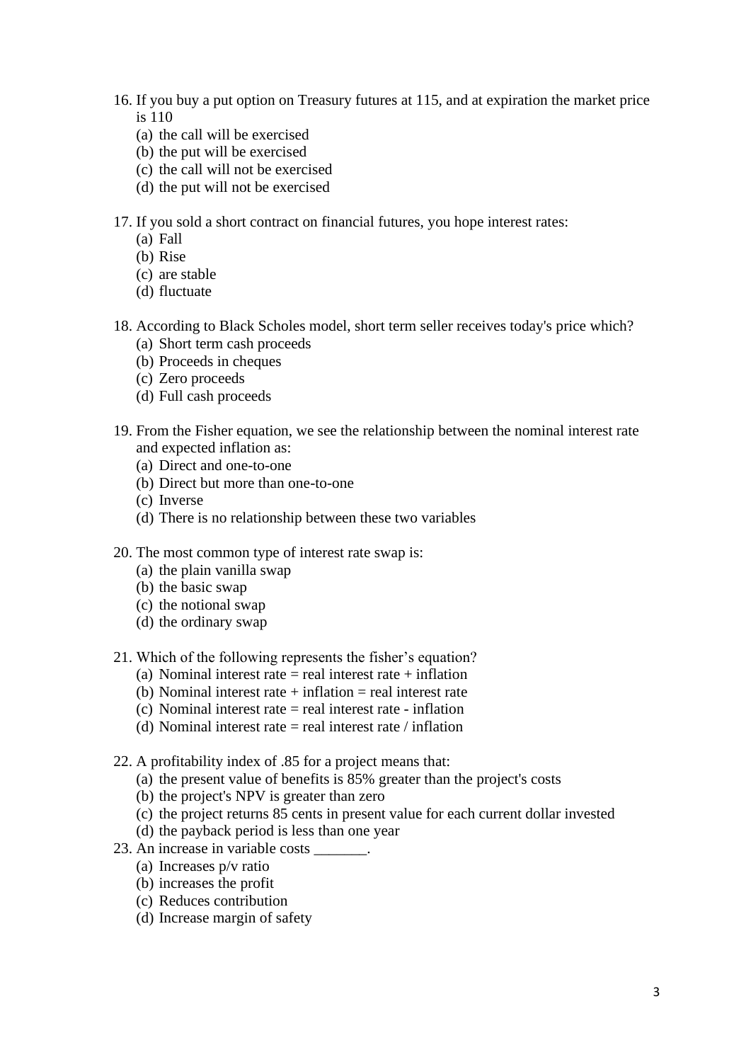16. If you buy a put option on Treasury futures at 115, and at expiration the market price is 110
    (a) the call will be exercised
    (b) the put will be exercised
    (c) the call will not be exercised
    (d) the put will not be exercised

17. If you sold a short contract on financial futures, you hope interest rates:
    (a) Fall
    (b) Rise
    (c) are stable
    (d) fluctuate

18. According to Black Scholes model, short term seller receives today's price which?
    (a) Short term cash proceeds
    (b) Proceeds in cheques
    (c) Zero proceeds
    (d) Full cash proceeds

19. From the Fisher equation, we see the relationship between the nominal interest rate and expected inflation as:
    (a) Direct and one-to-one
    (b) Direct but more than one-to-one
    (c) Inverse
    (d) There is no relationship between these two variables

20. The most common type of interest rate swap is:
    (a) the plain vanilla swap
    (b) the basic swap
    (c) the notional swap
    (d) the ordinary swap

21. Which of the following represents the fisher's equation?
    (a) Nominal interest rate = real interest rate + inflation
    (b) Nominal interest rate + inflation = real interest rate
    (c) Nominal interest rate = real interest rate - inflation
    (d) Nominal interest rate = real interest rate / inflation

22. A profitability index of .85 for a project means that:
    (a) the present value of benefits is 85% greater than the project's costs
    (b) the project's NPV is greater than zero
    (c) the project returns 85 cents in present value for each current dollar invested
    (d) the payback period is less than one year

23. An increase in variable costs _______.
    (a) Increases p/v ratio
    (b) increases the profit
    (c) Reduces contribution
    (d) Increase margin of safety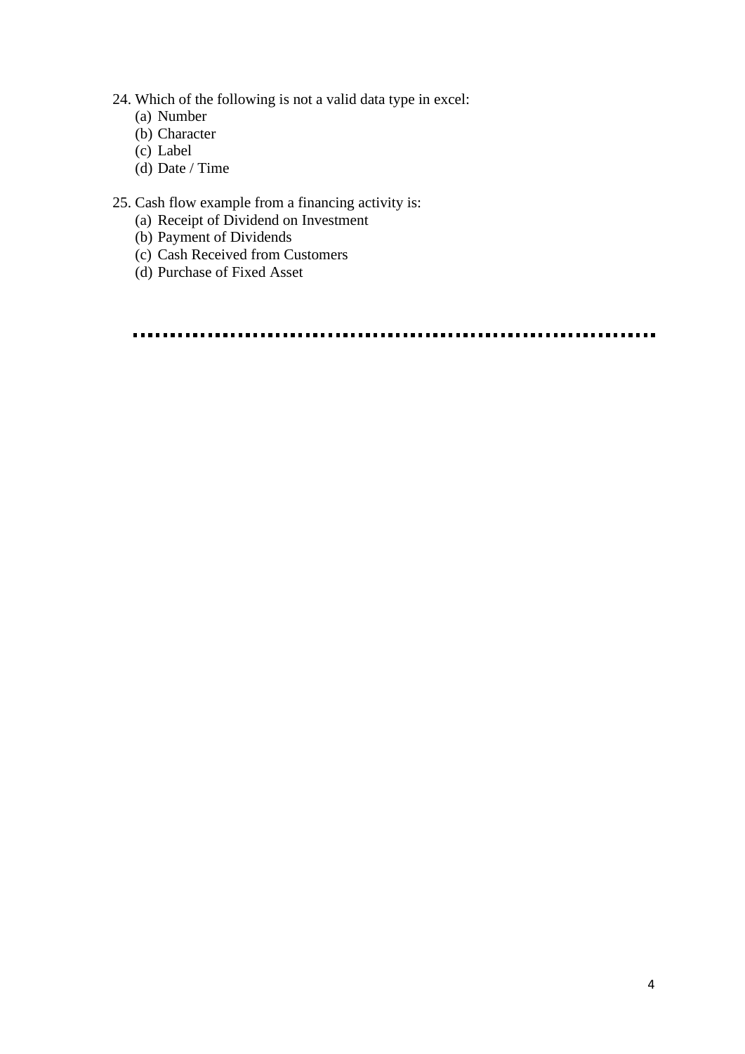24. Which of the following is not a valid data type in excel:
    (a) Number
    (b) Character
    (c) Label
    (d) Date / Time

25. Cash flow example from a financing activity is:
    (a) Receipt of Dividend on Investment
    (b) Payment of Dividends
    (c) Cash Received from Customers
    (d) Purchase of Fixed Asset

..........................................................................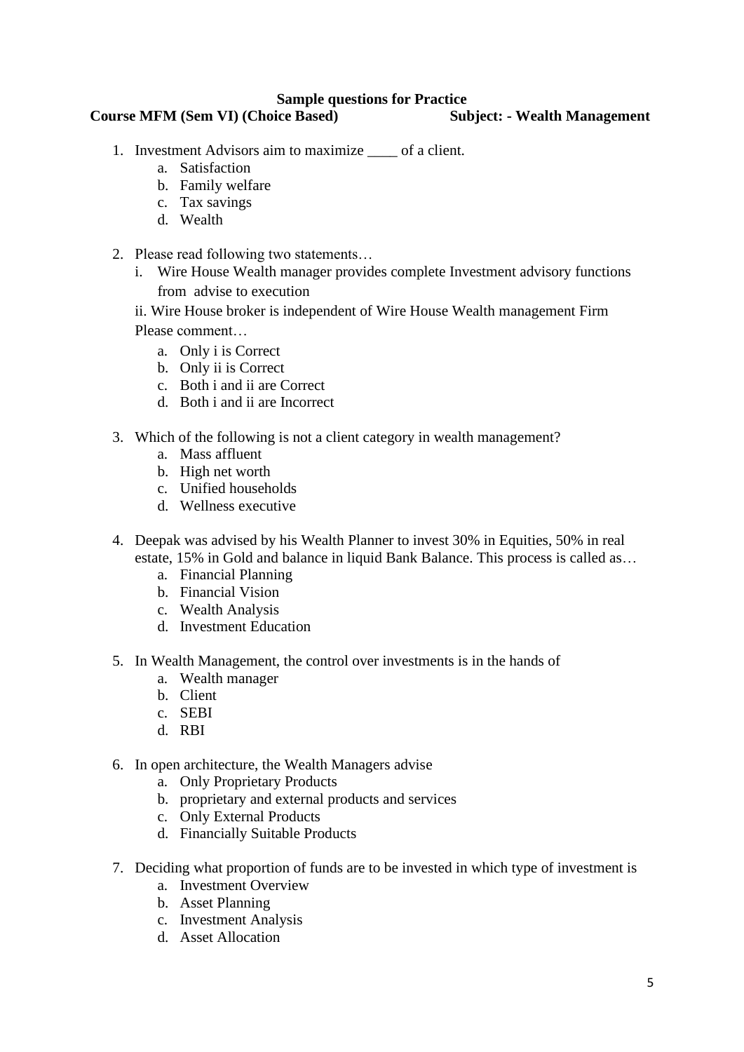**Sample questions for Practice**

**Course MFM (Sem VI) (Choice Based)** **Subject: - Wealth Management**

1. Investment Advisors aim to maximize ____ of a client.
   a. Satisfaction
   b. Family welfare
   c. Tax savings
   d. Wealth

2. Please read following two statements…
   i. Wire House Wealth manager provides complete Investment advisory functions from advise to execution
   ii. Wire House broker is independent of Wire House Wealth management Firm
   Please comment…
   a. Only i is Correct
   b. Only ii is Correct
   c. Both i and ii are Correct
   d. Both i and ii are Incorrect

3. Which of the following is not a client category in wealth management?
   a. Mass affluent
   b. High net worth
   c. Unified households
   d. Wellness executive

4. Deepak was advised by his Wealth Planner to invest 30% in Equities, 50% in real estate, 15% in Gold and balance in liquid Bank Balance. This process is called as…
   a. Financial Planning
   b. Financial Vision
   c. Wealth Analysis
   d. Investment Education

5. In Wealth Management, the control over investments is in the hands of
   a. Wealth manager
   b. Client
   c. SEBI
   d. RBI

6. In open architecture, the Wealth Managers advise
   a. Only Proprietary Products
   b. proprietary and external products and services
   c. Only External Products
   d. Financially Suitable Products

7. Deciding what proportion of funds are to be invested in which type of investment is
   a. Investment Overview
   b. Asset Planning
   c. Investment Analysis
   d. Asset Allocation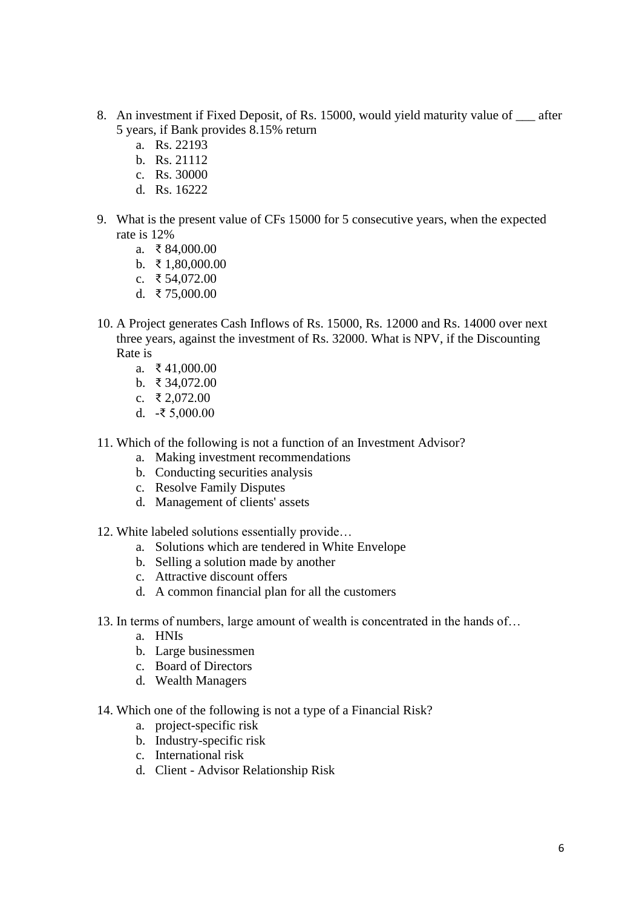8. An investment if Fixed Deposit, of Rs. 15000, would yield maturity value of ___ after 5 years, if Bank provides 8.15% return
    a. Rs. 22193
    b. Rs. 21112
    c. Rs. 30000
    d. Rs. 16222

9. What is the present value of CFs 15000 for 5 consecutive years, when the expected rate is 12%
    a. ₹ 84,000.00
    b. ₹ 1,80,000.00
    c. ₹ 54,072.00
    d. ₹ 75,000.00

10. A Project generates Cash Inflows of Rs. 15000, Rs. 12000 and Rs. 14000 over next three years, against the investment of Rs. 32000. What is NPV, if the Discounting Rate is
    a. ₹ 41,000.00
    b. ₹ 34,072.00
    c. ₹ 2,072.00
    d. -₹ 5,000.00

11. Which of the following is not a function of an Investment Advisor?
    a. Making investment recommendations
    b. Conducting securities analysis
    c. Resolve Family Disputes
    d. Management of clients' assets

12. White labeled solutions essentially provide…
    a. Solutions which are tendered in White Envelope
    b. Selling a solution made by another
    c. Attractive discount offers
    d. A common financial plan for all the customers

13. In terms of numbers, large amount of wealth is concentrated in the hands of…
    a. HNIs
    b. Large businessmen
    c. Board of Directors
    d. Wealth Managers

14. Which one of the following is not a type of a Financial Risk?
    a. project-specific risk
    b. Industry-specific risk
    c. International risk
    d. Client - Advisor Relationship Risk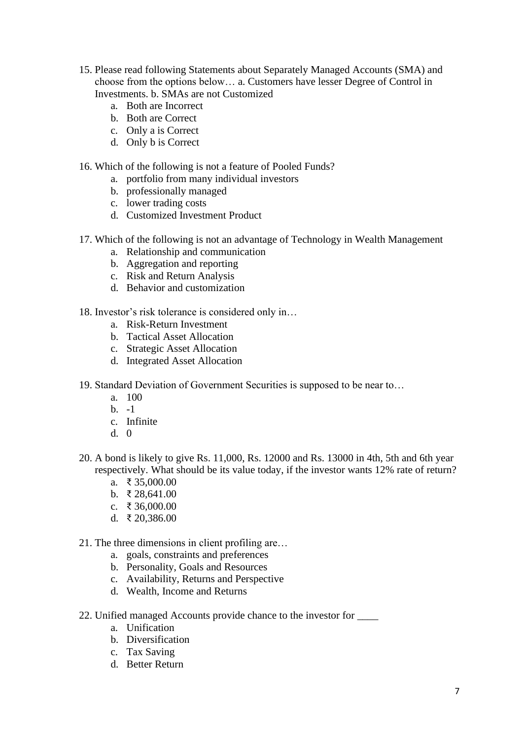15. Please read following Statements about Separately Managed Accounts (SMA) and choose from the options below… a. Customers have lesser Degree of Control in Investments. b. SMAs are not Customized
    a. Both are Incorrect
    b. Both are Correct
    c. Only a is Correct
    d. Only b is Correct

16. Which of the following is not a feature of Pooled Funds?
    a. portfolio from many individual investors
    b. professionally managed
    c. lower trading costs
    d. Customized Investment Product

17. Which of the following is not an advantage of Technology in Wealth Management
    a. Relationship and communication
    b. Aggregation and reporting
    c. Risk and Return Analysis
    d. Behavior and customization

18. Investor's risk tolerance is considered only in…
    a. Risk-Return Investment
    b. Tactical Asset Allocation
    c. Strategic Asset Allocation
    d. Integrated Asset Allocation

19. Standard Deviation of Government Securities is supposed to be near to…
    a. 100
    b. -1
    c. Infinite
    d. 0

20. A bond is likely to give Rs. 11,000, Rs. 12000 and Rs. 13000 in 4th, 5th and 6th year respectively. What should be its value today, if the investor wants 12% rate of return?
    a. ₹ 35,000.00
    b. ₹ 28,641.00
    c. ₹ 36,000.00
    d. ₹ 20,386.00

21. The three dimensions in client profiling are…
    a. goals, constraints and preferences
    b. Personality, Goals and Resources
    c. Availability, Returns and Perspective
    d. Wealth, Income and Returns

22. Unified managed Accounts provide chance to the investor for ____
    a. Unification
    b. Diversification
    c. Tax Saving
    d. Better Return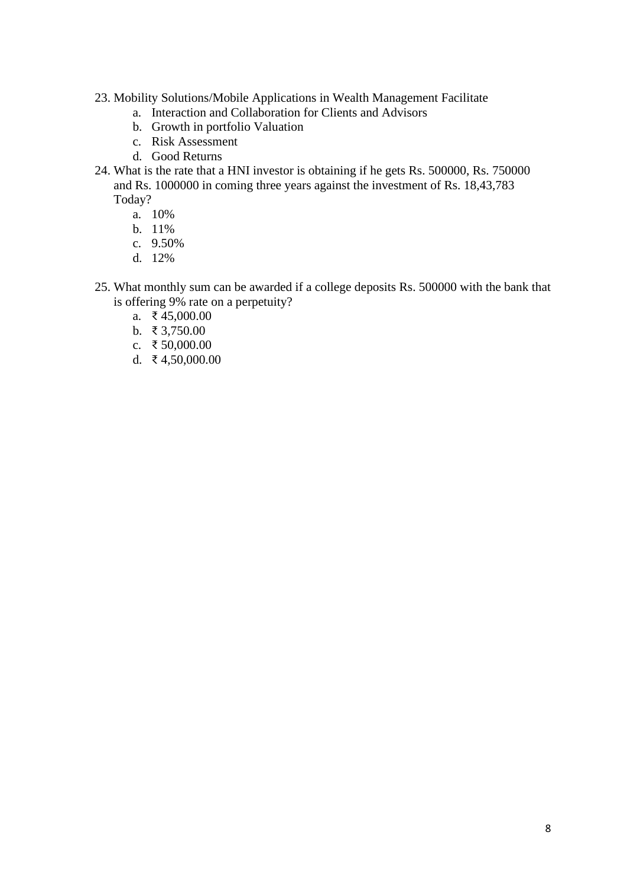23. Mobility Solutions/Mobile Applications in Wealth Management Facilitate
    a. Interaction and Collaboration for Clients and Advisors
    b. Growth in portfolio Valuation
    c. Risk Assessment
    d. Good Returns
24. What is the rate that a HNI investor is obtaining if he gets Rs. 500000, Rs. 750000 and Rs. 1000000 in coming three years against the investment of Rs. 18,43,783 Today?
    a. 10%
    b. 11%
    c. 9.50%
    d. 12%

25. What monthly sum can be awarded if a college deposits Rs. 500000 with the bank that is offering 9% rate on a perpetuity?
    a. ₹ 45,000.00
    b. ₹ 3,750.00
    c. ₹ 50,000.00
    d. ₹ 4,50,000.00